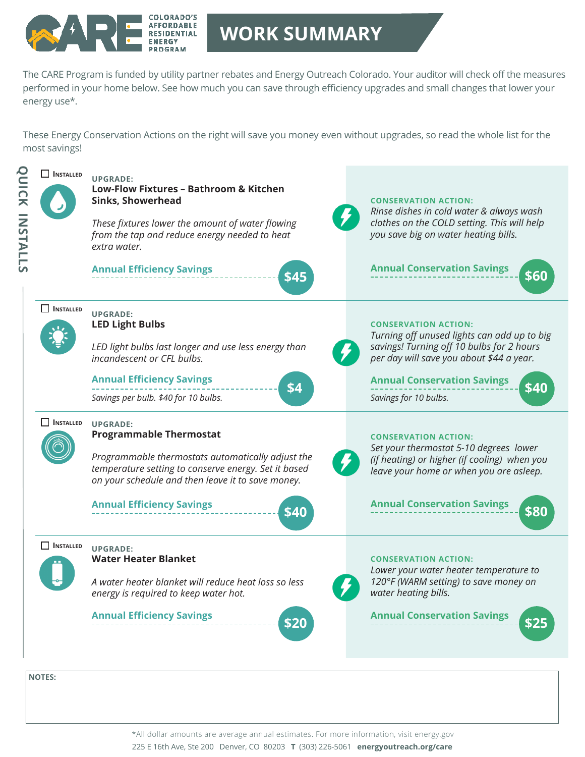# CARE — Colorado's Affordable Residential Energy Program

## WORK SUMMARY

The CARE Program is funded by utility partner rebates and Energy Outreach Colorado. Your auditor will check off the measures performed in your home below. See how much you can save through efficiency upgrades and small changes that lower your energy use*.

These Energy Conservation Actions on the right will save you money even without upgrades, so read the whole list for the most savings!

## QUICK INSTALLS

☐ INSTALLED

**UPGRADE:**
**Low-Flow Fixtures – Bathroom & Kitchen Sinks, Showerhead**

*These fixtures lower the amount of water flowing from the tap and reduce energy needed to heat extra water.*

**Annual Efficiency Savings: $45**

**CONSERVATION ACTION:**
*Rinse dishes in cold water & always wash clothes on the COLD setting. This will help you save big on water heating bills.*

**Annual Conservation Savings: $60**

---

☐ INSTALLED

**UPGRADE:**
**LED Light Bulbs**

*LED light bulbs last longer and use less energy than incandescent or CFL bulbs.*

**Annual Efficiency Savings: $4**

*Savings per bulb. $40 for 10 bulbs.*

**CONSERVATION ACTION:**
*Turning off unused lights can add up to big savings! Turning off 10 bulbs for 2 hours per day will save you about $44 a year.*

**Annual Conservation Savings: $40**

*Savings for 10 bulbs.*

---

☐ INSTALLED

**UPGRADE:**
**Programmable Thermostat**

*Programmable thermostats automatically adjust the temperature setting to conserve energy. Set it based on your schedule and then leave it to save money.*

**Annual Efficiency Savings: $40**

**CONSERVATION ACTION:**
*Set your thermostat 5-10 degrees lower (if heating) or higher (if cooling) when you leave your home or when you are asleep.*

**Annual Conservation Savings: $80**

---

☐ INSTALLED

**UPGRADE:**
**Water Heater Blanket**

*A water heater blanket will reduce heat loss so less energy is required to keep water hot.*

**Annual Efficiency Savings: $20**

**CONSERVATION ACTION:**
*Lower your water heater temperature to 120°F (WARM setting) to save money on water heating bills.*

**Annual Conservation Savings: $25**

---

**NOTES:**

*All dollar amounts are average annual estimates. For more information, visit energy.gov

225 E 16th Ave, Ste 200 Denver, CO 80203 **T** (303) 226-5061 **energyoutreach.org/care**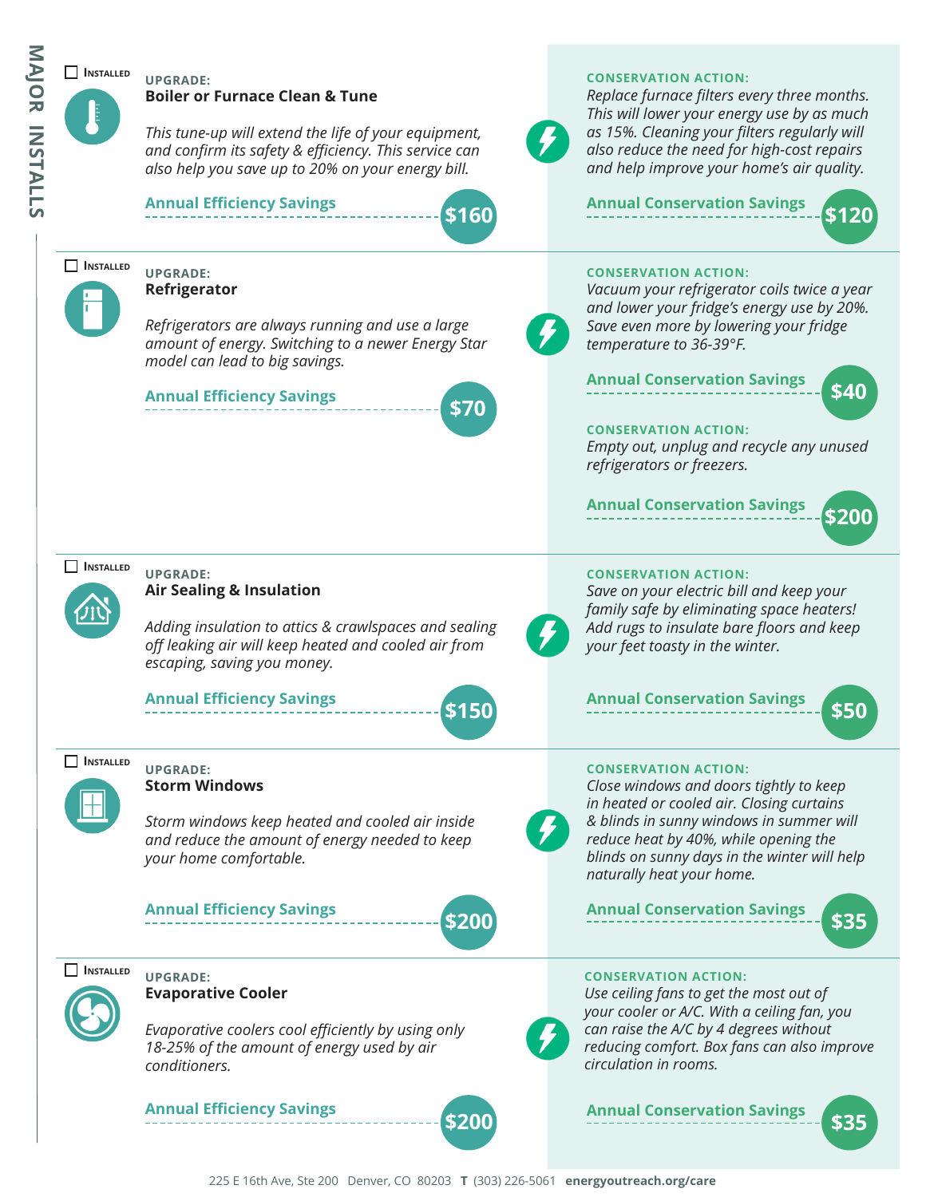# MAJOR INSTALLS

☐ Installed

**UPGRADE:**
**Boiler or Furnace Clean & Tune**

*This tune-up will extend the life of your equipment, and confirm its safety & efficiency. This service can also help you save up to 20% on your energy bill.*

**Annual Efficiency Savings** — **$160**

**CONSERVATION ACTION:**
*Replace furnace filters every three months. This will lower your energy use by as much as 15%. Cleaning your filters regularly will also reduce the need for high-cost repairs and help improve your home's air quality.*

**Annual Conservation Savings** — **$120**

---

☐ Installed

**UPGRADE:**
**Refrigerator**

*Refrigerators are always running and use a large amount of energy. Switching to a newer Energy Star model can lead to big savings.*

**Annual Efficiency Savings** — **$70**

**CONSERVATION ACTION:**
*Vacuum your refrigerator coils twice a year and lower your fridge's energy use by 20%. Save even more by lowering your fridge temperature to 36-39°F.*

**Annual Conservation Savings** — **$40**

**CONSERVATION ACTION:**
*Empty out, unplug and recycle any unused refrigerators or freezers.*

**Annual Conservation Savings** — **$200**

---

☐ Installed

**UPGRADE:**
**Air Sealing & Insulation**

*Adding insulation to attics & crawlspaces and sealing off leaking air will keep heated and cooled air from escaping, saving you money.*

**Annual Efficiency Savings** — **$150**

**CONSERVATION ACTION:**
*Save on your electric bill and keep your family safe by eliminating space heaters! Add rugs to insulate bare floors and keep your feet toasty in the winter.*

**Annual Conservation Savings** — **$50**

---

☐ Installed

**UPGRADE:**
**Storm Windows**

*Storm windows keep heated and cooled air inside and reduce the amount of energy needed to keep your home comfortable.*

**Annual Efficiency Savings** — **$200**

**CONSERVATION ACTION:**
*Close windows and doors tightly to keep in heated or cooled air. Closing curtains & blinds in sunny windows in summer will reduce heat by 40%, while opening the blinds on sunny days in the winter will help naturally heat your home.*

**Annual Conservation Savings** — **$35**

---

☐ Installed

**UPGRADE:**
**Evaporative Cooler**

*Evaporative coolers cool efficiently by using only 18-25% of the amount of energy used by air conditioners.*

**Annual Efficiency Savings** — **$200**

**CONSERVATION ACTION:**
*Use ceiling fans to get the most out of your cooler or A/C. With a ceiling fan, you can raise the A/C by 4 degrees without reducing comfort. Box fans can also improve circulation in rooms.*

**Annual Conservation Savings** — **$35**

---

225 E 16th Ave, Ste 200 Denver, CO 80203 **T** (303) 226-5061 **energyoutreach.org/care**